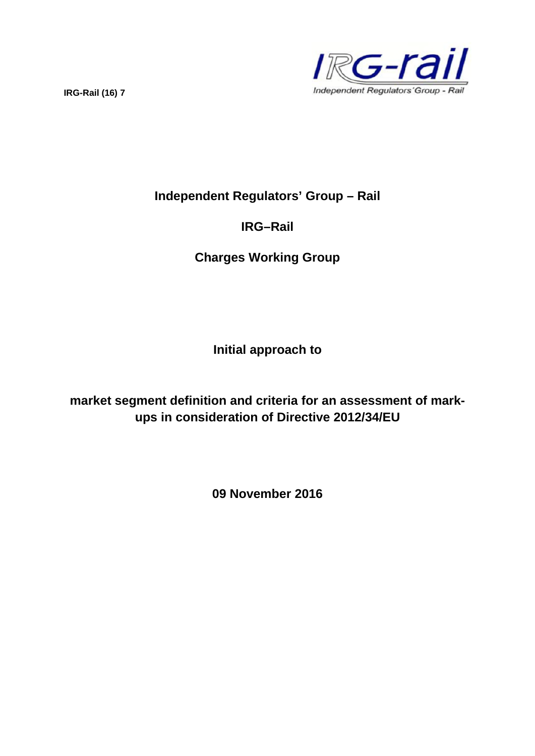IRG-Rail (16) 7

IRG-rail
Independent Regulators' Group - Rail

# Independent Regulators' Group – Rail

# IRG–Rail

# Charges Working Group

**Initial approach to**

**market segment definition and criteria for an assessment of mark-ups in consideration of Directive 2012/34/EU**

**09 November 2016**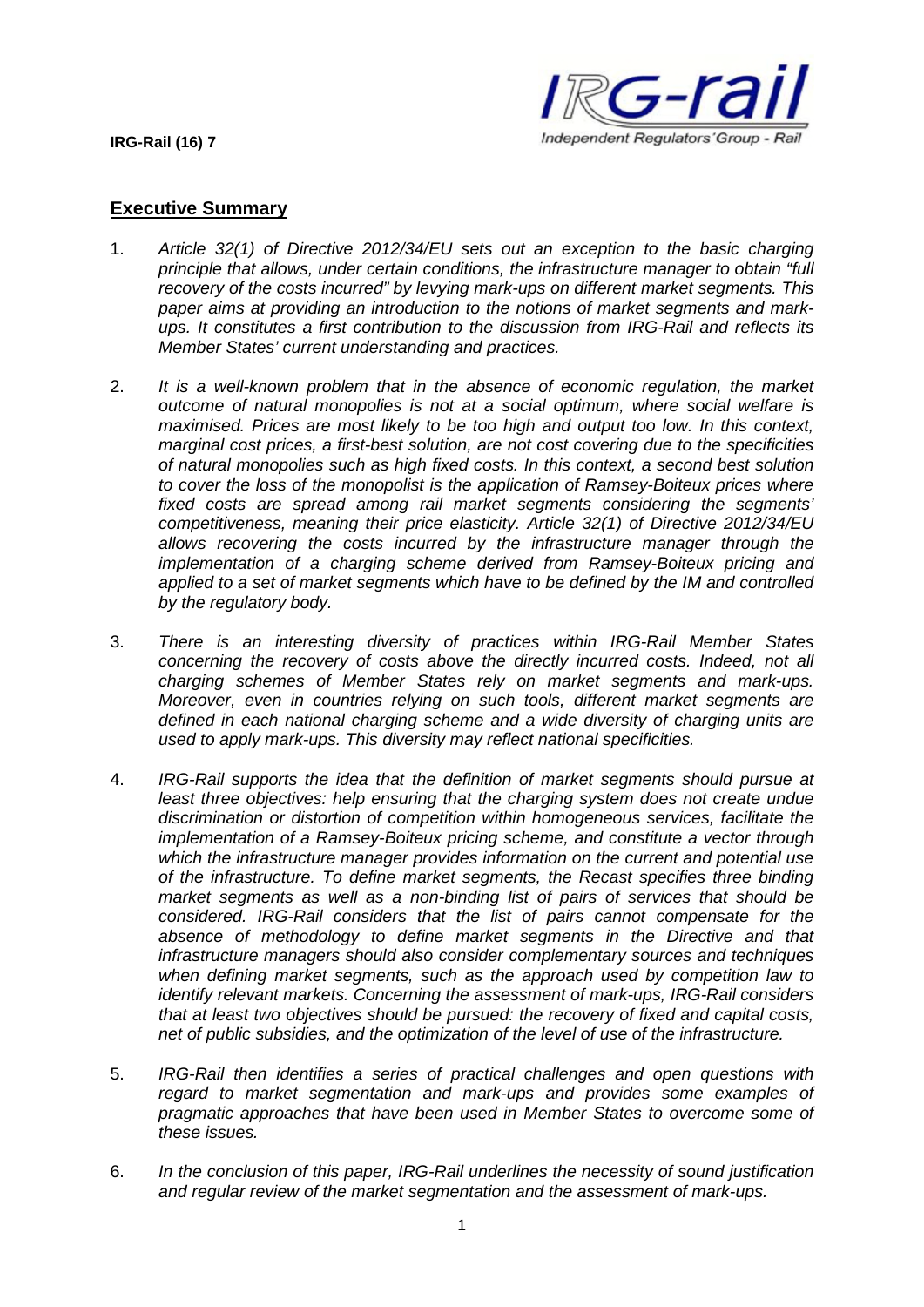## Executive Summary

1. *Article 32(1) of Directive 2012/34/EU sets out an exception to the basic charging principle that allows, under certain conditions, the infrastructure manager to obtain "full recovery of the costs incurred" by levying mark-ups on different market segments. This paper aims at providing an introduction to the notions of market segments and mark-ups. It constitutes a first contribution to the discussion from IRG-Rail and reflects its Member States' current understanding and practices.*

2. *It is a well-known problem that in the absence of economic regulation, the market outcome of natural monopolies is not at a social optimum, where social welfare is maximised. Prices are most likely to be too high and output too low. In this context, marginal cost prices, a first-best solution, are not cost covering due to the specificities of natural monopolies such as high fixed costs. In this context, a second best solution to cover the loss of the monopolist is the application of Ramsey-Boiteux prices where fixed costs are spread among rail market segments considering the segments' competitiveness, meaning their price elasticity. Article 32(1) of Directive 2012/34/EU allows recovering the costs incurred by the infrastructure manager through the implementation of a charging scheme derived from Ramsey-Boiteux pricing and applied to a set of market segments which have to be defined by the IM and controlled by the regulatory body.*

3. *There is an interesting diversity of practices within IRG-Rail Member States concerning the recovery of costs above the directly incurred costs. Indeed, not all charging schemes of Member States rely on market segments and mark-ups. Moreover, even in countries relying on such tools, different market segments are defined in each national charging scheme and a wide diversity of charging units are used to apply mark-ups. This diversity may reflect national specificities.*

4. *IRG-Rail supports the idea that the definition of market segments should pursue at least three objectives: help ensuring that the charging system does not create undue discrimination or distortion of competition within homogeneous services, facilitate the implementation of a Ramsey-Boiteux pricing scheme, and constitute a vector through which the infrastructure manager provides information on the current and potential use of the infrastructure. To define market segments, the Recast specifies three binding market segments as well as a non-binding list of pairs of services that should be considered. IRG-Rail considers that the list of pairs cannot compensate for the absence of methodology to define market segments in the Directive and that infrastructure managers should also consider complementary sources and techniques when defining market segments, such as the approach used by competition law to identify relevant markets. Concerning the assessment of mark-ups, IRG-Rail considers that at least two objectives should be pursued: the recovery of fixed and capital costs, net of public subsidies, and the optimization of the level of use of the infrastructure.*

5. *IRG-Rail then identifies a series of practical challenges and open questions with regard to market segmentation and mark-ups and provides some examples of pragmatic approaches that have been used in Member States to overcome some of these issues.*

6. *In the conclusion of this paper, IRG-Rail underlines the necessity of sound justification and regular review of the market segmentation and the assessment of mark-ups.*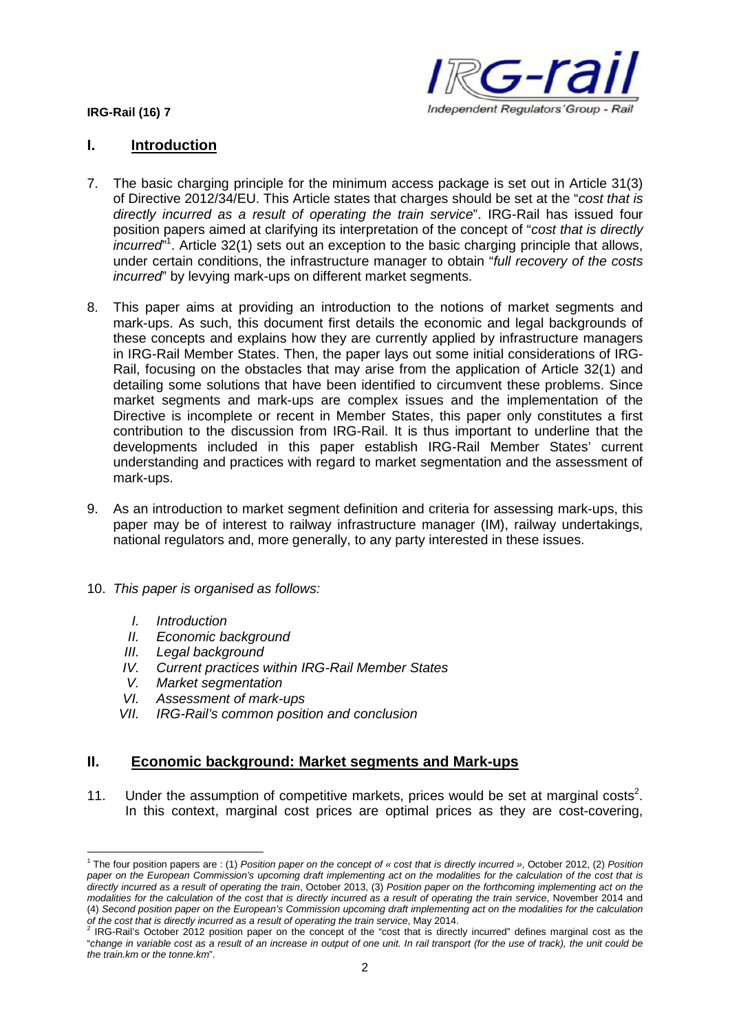## I. Introduction

7. The basic charging principle for the minimum access package is set out in Article 31(3) of Directive 2012/34/EU. This Article states that charges should be set at the "*cost that is directly incurred as a result of operating the train service*". IRG-Rail has issued four position papers aimed at clarifying its interpretation of the concept of "*cost that is directly incurred*"[1]. Article 32(1) sets out an exception to the basic charging principle that allows, under certain conditions, the infrastructure manager to obtain "*full recovery of the costs incurred*" by levying mark-ups on different market segments.

8. This paper aims at providing an introduction to the notions of market segments and mark-ups. As such, this document first details the economic and legal backgrounds of these concepts and explains how they are currently applied by infrastructure managers in IRG-Rail Member States. Then, the paper lays out some initial considerations of IRG-Rail, focusing on the obstacles that may arise from the application of Article 32(1) and detailing some solutions that have been identified to circumvent these problems. Since market segments and mark-ups are complex issues and the implementation of the Directive is incomplete or recent in Member States, this paper only constitutes a first contribution to the discussion from IRG-Rail. It is thus important to underline that the developments included in this paper establish IRG-Rail Member States' current understanding and practices with regard to market segmentation and the assessment of mark-ups.

9. As an introduction to market segment definition and criteria for assessing mark-ups, this paper may be of interest to railway infrastructure manager (IM), railway undertakings, national regulators and, more generally, to any party interested in these issues.

10. *This paper is organised as follows:*

    I. *Introduction*
    II. *Economic background*
    III. *Legal background*
    IV. *Current practices within IRG-Rail Member States*
    V. *Market segmentation*
    VI. *Assessment of mark-ups*
    VII. *IRG-Rail's common position and conclusion*

## II. Economic background: Market segments and Mark-ups

11. Under the assumption of competitive markets, prices would be set at marginal costs[2]. In this context, marginal cost prices are optimal prices as they are cost-covering,

---

[1] The four position papers are : (1) *Position paper on the concept of « cost that is directly incurred »*, October 2012, (2) *Position paper on the European Commission's upcoming draft implementing act on the modalities for the calculation of the cost that is directly incurred as a result of operating the train*, October 2013, (3) *Position paper on the forthcoming implementing act on the modalities for the calculation of the cost that is directly incurred as a result of operating the train service*, November 2014 and (4) *Second position paper on the European's Commission upcoming draft implementing act on the modalities for the calculation of the cost that is directly incurred as a result of operating the train service*, May 2014.

[2] IRG-Rail's October 2012 position paper on the concept of the "cost that is directly incurred" defines marginal cost as the "*change in variable cost as a result of an increase in output of one unit. In rail transport (for the use of track), the unit could be the train.km or the tonne.km*".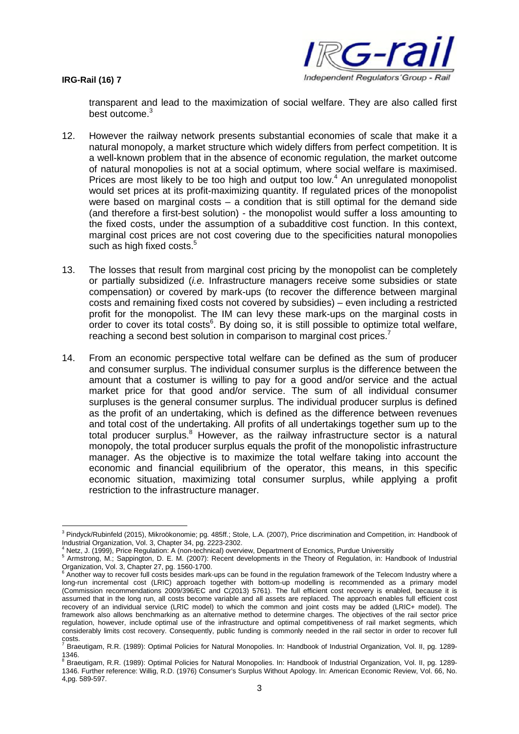transparent and lead to the maximization of social welfare. They are also called first best outcome.[3]

12. However the railway network presents substantial economies of scale that make it a natural monopoly, a market structure which widely differs from perfect competition. It is a well-known problem that in the absence of economic regulation, the market outcome of natural monopolies is not at a social optimum, where social welfare is maximised. Prices are most likely to be too high and output too low.[4] An unregulated monopolist would set prices at its profit-maximizing quantity. If regulated prices of the monopolist were based on marginal costs – a condition that is still optimal for the demand side (and therefore a first-best solution) - the monopolist would suffer a loss amounting to the fixed costs, under the assumption of a subadditive cost function. In this context, marginal cost prices are not cost covering due to the specificities natural monopolies such as high fixed costs.[5]

13. The losses that result from marginal cost pricing by the monopolist can be completely or partially subsidized (*i.e.* Infrastructure managers receive some subsidies or state compensation) or covered by mark-ups (to recover the difference between marginal costs and remaining fixed costs not covered by subsidies) – even including a restricted profit for the monopolist. The IM can levy these mark-ups on the marginal costs in order to cover its total costs[6]. By doing so, it is still possible to optimize total welfare, reaching a second best solution in comparison to marginal cost prices.[7]

14. From an economic perspective total welfare can be defined as the sum of producer and consumer surplus. The individual consumer surplus is the difference between the amount that a costumer is willing to pay for a good and/or service and the actual market price for that good and/or service. The sum of all individual consumer surpluses is the general consumer surplus. The individual producer surplus is defined as the profit of an undertaking, which is defined as the difference between revenues and total cost of the undertaking. All profits of all undertakings together sum up to the total producer surplus.[8] However, as the railway infrastructure sector is a natural monopoly, the total producer surplus equals the profit of the monopolistic infrastructure manager. As the objective is to maximize the total welfare taking into account the economic and financial equilibrium of the operator, this means, in this specific economic situation, maximizing total consumer surplus, while applying a profit restriction to the infrastructure manager.

---

[3] Pindyck/Rubinfeld (2015), Mikroökonomie; pg. 485ff.; Stole, L.A. (2007), Price discrimination and Competition, in: Handbook of Industrial Organization, Vol. 3, Chapter 34, pg. 2223-2302.

[4] Netz, J. (1999), Price Regulation: A (non-technical) overview, Department of Ecnomics, Purdue Universitiy

[5] Armstrong, M.; Sappington, D. E. M. (2007): Recent developments in the Theory of Regulation, in: Handbook of Industrial Organization, Vol. 3, Chapter 27, pg. 1560-1700.

[6] Another way to recover full costs besides mark-ups can be found in the regulation framework of the Telecom Industry where a long-run incremental cost (LRIC) approach together with bottom-up modelling is recommended as a primary model (Commission recommendations 2009/396/EC and C(2013) 5761). The full efficient cost recovery is enabled, because it is assumed that in the long run, all costs become variable and all assets are replaced. The approach enables full efficient cost recovery of an individual service (LRIC model) to which the common and joint costs may be added (LRIC+ model). The framework also allows benchmarking as an alternative method to determine charges. The objectives of the rail sector price regulation, however, include optimal use of the infrastructure and optimal competitiveness of rail market segments, which considerably limits cost recovery. Consequently, public funding is commonly needed in the rail sector in order to recover full costs.

[7] Braeutigam, R.R. (1989): Optimal Policies for Natural Monopolies. In: Handbook of Industrial Organization, Vol. II, pg. 1289-1346.

[8] Braeutigam, R.R. (1989): Optimal Policies for Natural Monopolies. In: Handbook of Industrial Organization, Vol. II, pg. 1289-1346. Further reference: Willig, R.D. (1976) Consumer's Surplus Without Apology. In: American Economic Review, Vol. 66, No. 4,pg. 589-597.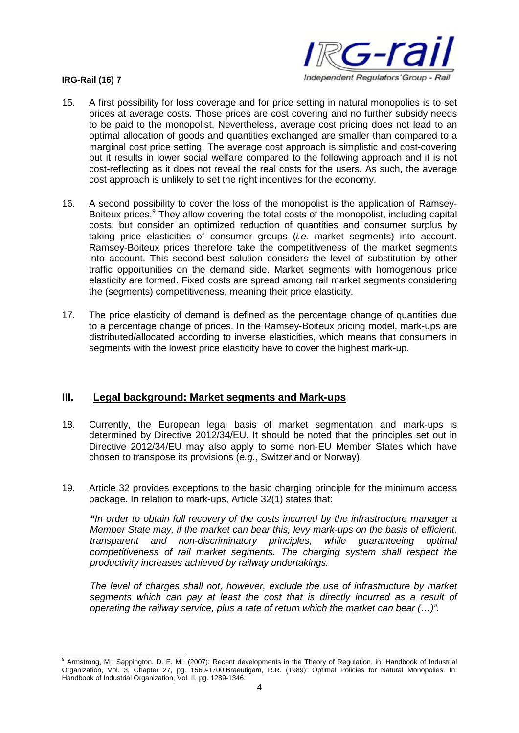15. A first possibility for loss coverage and for price setting in natural monopolies is to set prices at average costs. Those prices are cost covering and no further subsidy needs to be paid to the monopolist. Nevertheless, average cost pricing does not lead to an optimal allocation of goods and quantities exchanged are smaller than compared to a marginal cost price setting. The average cost approach is simplistic and cost-covering but it results in lower social welfare compared to the following approach and it is not cost-reflecting as it does not reveal the real costs for the users. As such, the average cost approach is unlikely to set the right incentives for the economy.

16. A second possibility to cover the loss of the monopolist is the application of Ramsey-Boiteux prices.[9] They allow covering the total costs of the monopolist, including capital costs, but consider an optimized reduction of quantities and consumer surplus by taking price elasticities of consumer groups (*i.e.* market segments) into account. Ramsey-Boiteux prices therefore take the competitiveness of the market segments into account. This second-best solution considers the level of substitution by other traffic opportunities on the demand side. Market segments with homogenous price elasticity are formed. Fixed costs are spread among rail market segments considering the (segments) competitiveness, meaning their price elasticity.

17. The price elasticity of demand is defined as the percentage change of quantities due to a percentage change of prices. In the Ramsey-Boiteux pricing model, mark-ups are distributed/allocated according to inverse elasticities, which means that consumers in segments with the lowest price elasticity have to cover the highest mark-up.

## III. Legal background: Market segments and Mark-ups

18. Currently, the European legal basis of market segmentation and mark-ups is determined by Directive 2012/34/EU. It should be noted that the principles set out in Directive 2012/34/EU may also apply to some non-EU Member States which have chosen to transpose its provisions (*e.g.*, Switzerland or Norway).

19. Article 32 provides exceptions to the basic charging principle for the minimum access package. In relation to mark-ups, Article 32(1) states that:

    *"In order to obtain full recovery of the costs incurred by the infrastructure manager a Member State may, if the market can bear this, levy mark-ups on the basis of efficient, transparent and non-discriminatory principles, while guaranteeing optimal competitiveness of rail market segments. The charging system shall respect the productivity increases achieved by railway undertakings.*

    *The level of charges shall not, however, exclude the use of infrastructure by market segments which can pay at least the cost that is directly incurred as a result of operating the railway service, plus a rate of return which the market can bear (…)".*

---

[9] Armstrong, M.; Sappington, D. E. M.. (2007): Recent developments in the Theory of Regulation, in: Handbook of Industrial Organization, Vol. 3, Chapter 27, pg. 1560-1700.Braeutigam, R.R. (1989): Optimal Policies for Natural Monopolies. In: Handbook of Industrial Organization, Vol. II, pg. 1289-1346.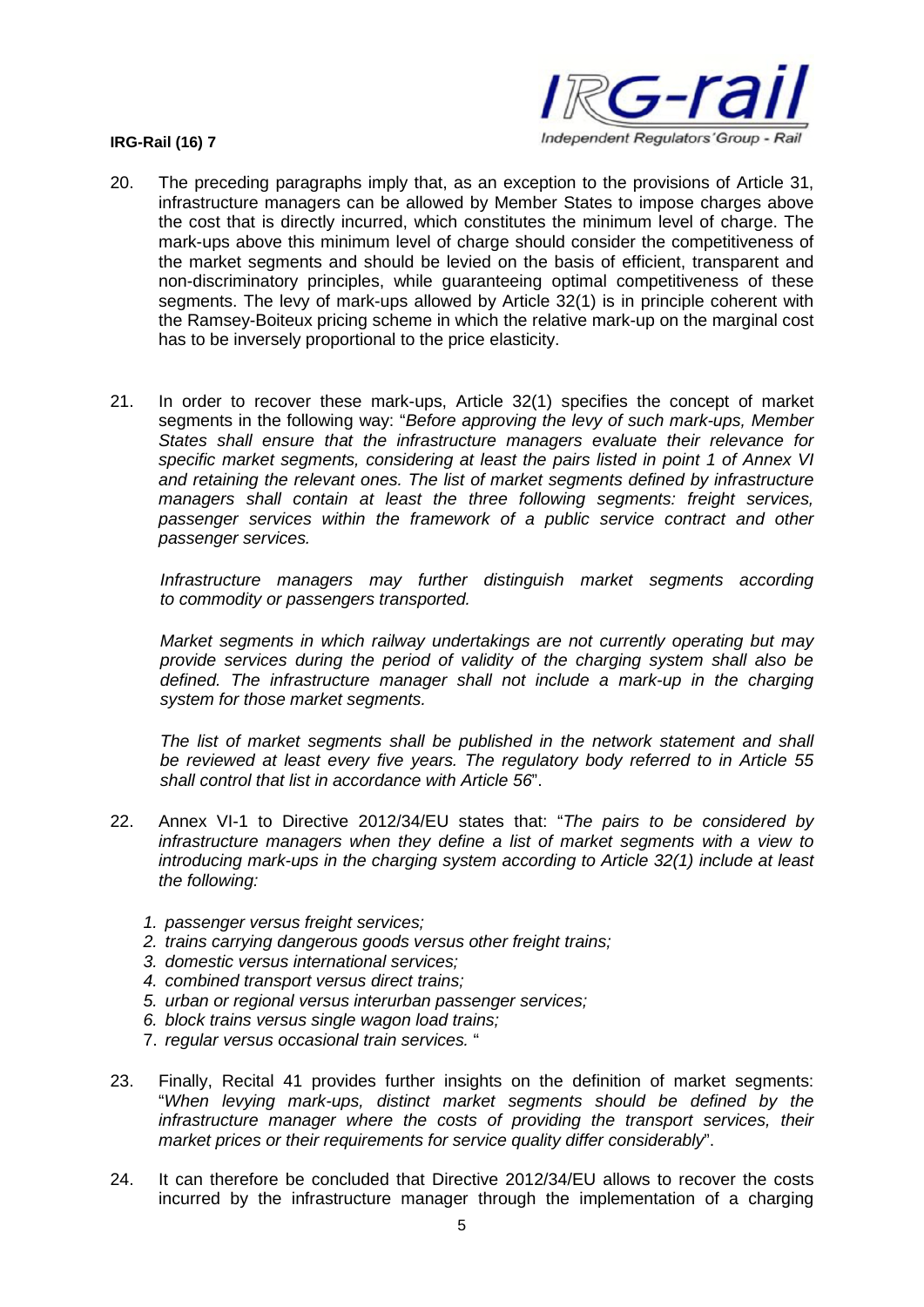20. The preceding paragraphs imply that, as an exception to the provisions of Article 31, infrastructure managers can be allowed by Member States to impose charges above the cost that is directly incurred, which constitutes the minimum level of charge. The mark-ups above this minimum level of charge should consider the competitiveness of the market segments and should be levied on the basis of efficient, transparent and non-discriminatory principles, while guaranteeing optimal competitiveness of these segments. The levy of mark-ups allowed by Article 32(1) is in principle coherent with the Ramsey-Boiteux pricing scheme in which the relative mark-up on the marginal cost has to be inversely proportional to the price elasticity.

21. In order to recover these mark-ups, Article 32(1) specifies the concept of market segments in the following way: "*Before approving the levy of such mark-ups, Member States shall ensure that the infrastructure managers evaluate their relevance for specific market segments, considering at least the pairs listed in point 1 of Annex VI and retaining the relevant ones. The list of market segments defined by infrastructure managers shall contain at least the three following segments: freight services, passenger services within the framework of a public service contract and other passenger services.*

    *Infrastructure managers may further distinguish market segments according to commodity or passengers transported.*

    *Market segments in which railway undertakings are not currently operating but may provide services during the period of validity of the charging system shall also be defined. The infrastructure manager shall not include a mark-up in the charging system for those market segments.*

    *The list of market segments shall be published in the network statement and shall be reviewed at least every five years. The regulatory body referred to in Article 55 shall control that list in accordance with Article 56*".

22. Annex VI-1 to Directive 2012/34/EU states that: "*The pairs to be considered by infrastructure managers when they define a list of market segments with a view to introducing mark-ups in the charging system according to Article 32(1) include at least the following:*

    1. *passenger versus freight services;*
    2. *trains carrying dangerous goods versus other freight trains;*
    3. *domestic versus international services;*
    4. *combined transport versus direct trains;*
    5. *urban or regional versus interurban passenger services;*
    6. *block trains versus single wagon load trains;*
    7. *regular versus occasional train services.* "

23. Finally, Recital 41 provides further insights on the definition of market segments: "*When levying mark-ups, distinct market segments should be defined by the infrastructure manager where the costs of providing the transport services, their market prices or their requirements for service quality differ considerably*".

24. It can therefore be concluded that Directive 2012/34/EU allows to recover the costs incurred by the infrastructure manager through the implementation of a charging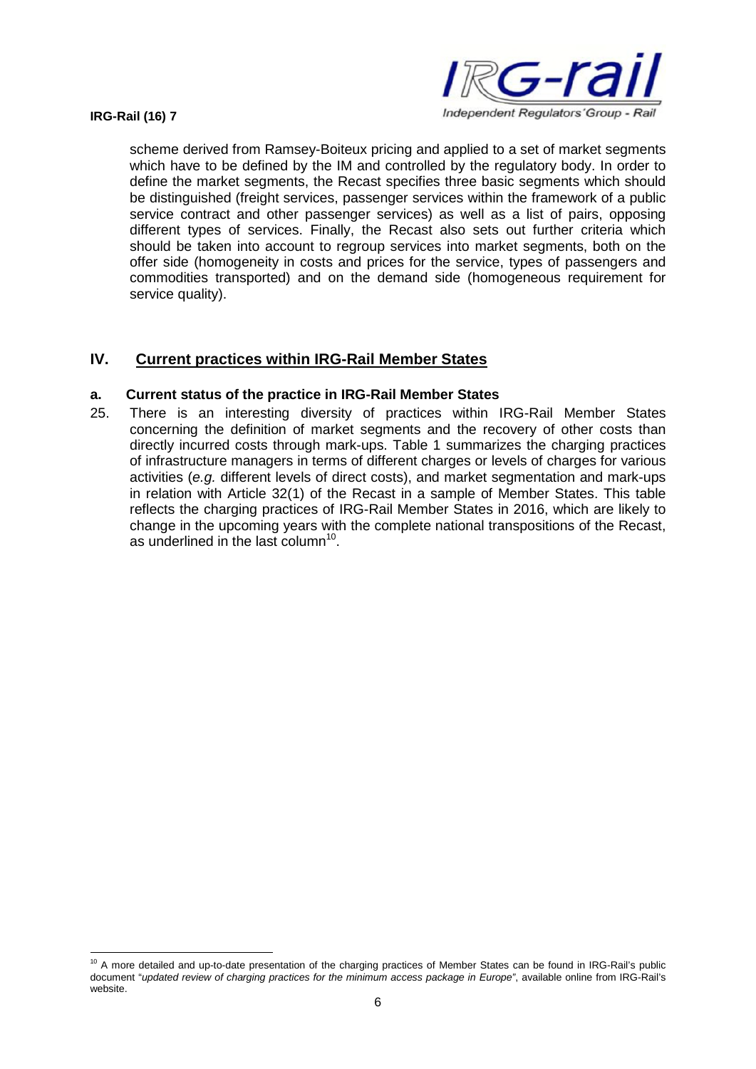scheme derived from Ramsey-Boiteux pricing and applied to a set of market segments which have to be defined by the IM and controlled by the regulatory body. In order to define the market segments, the Recast specifies three basic segments which should be distinguished (freight services, passenger services within the framework of a public service contract and other passenger services) as well as a list of pairs, opposing different types of services. Finally, the Recast also sets out further criteria which should be taken into account to regroup services into market segments, both on the offer side (homogeneity in costs and prices for the service, types of passengers and commodities transported) and on the demand side (homogeneous requirement for service quality).

## IV. Current practices within IRG-Rail Member States

### a. Current status of the practice in IRG-Rail Member States

25. There is an interesting diversity of practices within IRG-Rail Member States concerning the definition of market segments and the recovery of other costs than directly incurred costs through mark-ups. Table 1 summarizes the charging practices of infrastructure managers in terms of different charges or levels of charges for various activities (*e.g.* different levels of direct costs), and market segmentation and mark-ups in relation with Article 32(1) of the Recast in a sample of Member States. This table reflects the charging practices of IRG-Rail Member States in 2016, which are likely to change in the upcoming years with the complete national transpositions of the Recast, as underlined in the last column[10].

[10] A more detailed and up-to-date presentation of the charging practices of Member States can be found in IRG-Rail's public document "*updated review of charging practices for the minimum access package in Europe*", available online from IRG-Rail's website.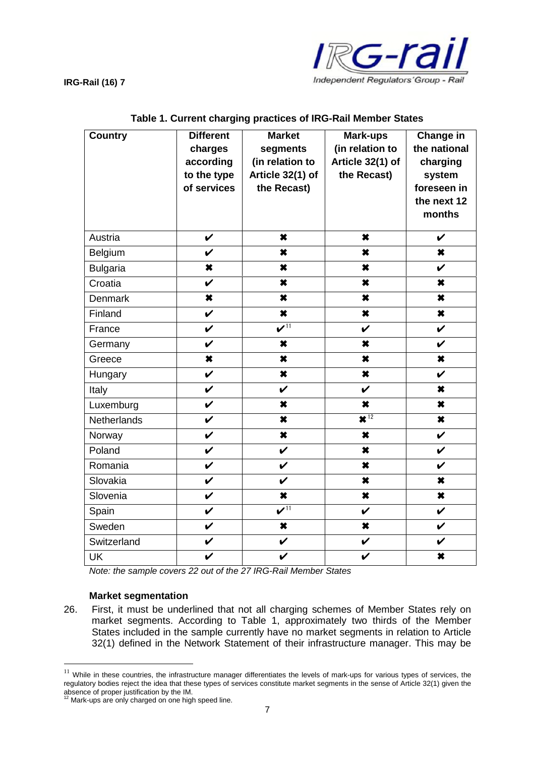**Table 1. Current charging practices of IRG-Rail Member States**

| Country | Different charges according to the type of services | Market segments (in relation to Article 32(1) of the Recast) | Mark-ups (in relation to Article 32(1) of the Recast) | Change in the national charging system foreseen in the next 12 months |
|---|---|---|---|---|
| Austria | ✔ | ✖ | ✖ | ✔ |
| Belgium | ✔ | ✖ | ✖ | ✖ |
| Bulgaria | ✖ | ✖ | ✖ | ✔ |
| Croatia | ✔ | ✖ | ✖ | ✖ |
| Denmark | ✖ | ✖ | ✖ | ✖ |
| Finland | ✔ | ✖ | ✖ | ✖ |
| France | ✔ | ✔[11] | ✔ | ✔ |
| Germany | ✔ | ✖ | ✖ | ✔ |
| Greece | ✖ | ✖ | ✖ | ✖ |
| Hungary | ✔ | ✖ | ✖ | ✔ |
| Italy | ✔ | ✔ | ✔ | ✖ |
| Luxemburg | ✔ | ✖ | ✖ | ✖ |
| Netherlands | ✔ | ✖ | ✖[12] | ✖ |
| Norway | ✔ | ✖ | ✖ | ✔ |
| Poland | ✔ | ✔ | ✖ | ✔ |
| Romania | ✔ | ✔ | ✖ | ✔ |
| Slovakia | ✔ | ✔ | ✖ | ✖ |
| Slovenia | ✔ | ✖ | ✖ | ✖ |
| Spain | ✔ | ✔[11] | ✔ | ✔ |
| Sweden | ✔ | ✖ | ✖ | ✔ |
| Switzerland | ✔ | ✔ | ✔ | ✔ |
| UK | ✔ | ✔ | ✔ | ✖ |

*Note: the sample covers 22 out of the 27 IRG-Rail Member States*

**Market segmentation**

26. First, it must be underlined that not all charging schemes of Member States rely on market segments. According to Table 1, approximately two thirds of the Member States included in the sample currently have no market segments in relation to Article 32(1) defined in the Network Statement of their infrastructure manager. This may be

[11] While in these countries, the infrastructure manager differentiates the levels of mark-ups for various types of services, the regulatory bodies reject the idea that these types of services constitute market segments in the sense of Article 32(1) given the absence of proper justification by the IM.

[12] Mark-ups are only charged on one high speed line.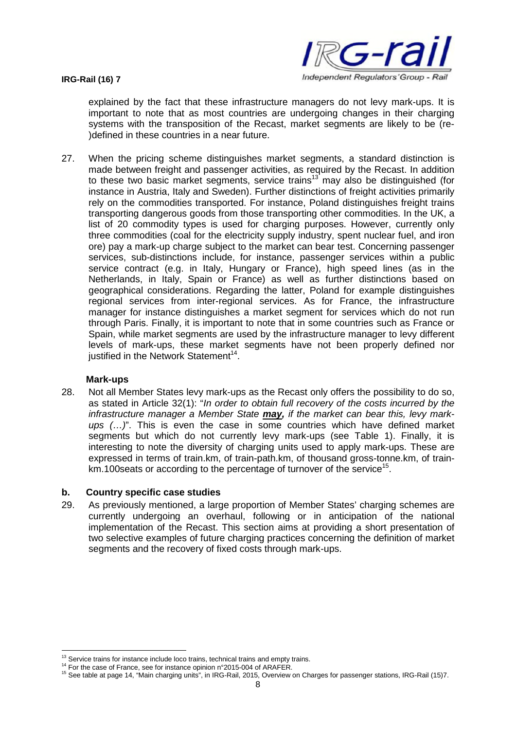explained by the fact that these infrastructure managers do not levy mark-ups. It is important to note that as most countries are undergoing changes in their charging systems with the transposition of the Recast, market segments are likely to be (re-)defined in these countries in a near future.

27. When the pricing scheme distinguishes market segments, a standard distinction is made between freight and passenger activities, as required by the Recast. In addition to these two basic market segments, service trains[13] may also be distinguished (for instance in Austria, Italy and Sweden). Further distinctions of freight activities primarily rely on the commodities transported. For instance, Poland distinguishes freight trains transporting dangerous goods from those transporting other commodities. In the UK, a list of 20 commodity types is used for charging purposes. However, currently only three commodities (coal for the electricity supply industry, spent nuclear fuel, and iron ore) pay a mark-up charge subject to the market can bear test. Concerning passenger services, sub-distinctions include, for instance, passenger services within a public service contract (e.g. in Italy, Hungary or France), high speed lines (as in the Netherlands, in Italy, Spain or France) as well as further distinctions based on geographical considerations. Regarding the latter, Poland for example distinguishes regional services from inter-regional services. As for France, the infrastructure manager for instance distinguishes a market segment for services which do not run through Paris. Finally, it is important to note that in some countries such as France or Spain, while market segments are used by the infrastructure manager to levy different levels of mark-ups, these market segments have not been properly defined nor justified in the Network Statement[14].

**Mark-ups**

28. Not all Member States levy mark-ups as the Recast only offers the possibility to do so, as stated in Article 32(1): "*In order to obtain full recovery of the costs incurred by the infrastructure manager a Member State **may,** if the market can bear this, levy mark-ups (…)*". This is even the case in some countries which have defined market segments but which do not currently levy mark-ups (see Table 1). Finally, it is interesting to note the diversity of charging units used to apply mark-ups. These are expressed in terms of train.km, of train-path.km, of thousand gross-tonne.km, of train-km.100seats or according to the percentage of turnover of the service[15].

## b. Country specific case studies

29. As previously mentioned, a large proportion of Member States' charging schemes are currently undergoing an overhaul, following or in anticipation of the national implementation of the Recast. This section aims at providing a short presentation of two selective examples of future charging practices concerning the definition of market segments and the recovery of fixed costs through mark-ups.

[13] Service trains for instance include loco trains, technical trains and empty trains.
[14] For the case of France, see for instance opinion n°2015-004 of ARAFER.
[15] See table at page 14, "Main charging units", in IRG-Rail, 2015, Overview on Charges for passenger stations, IRG-Rail (15)7.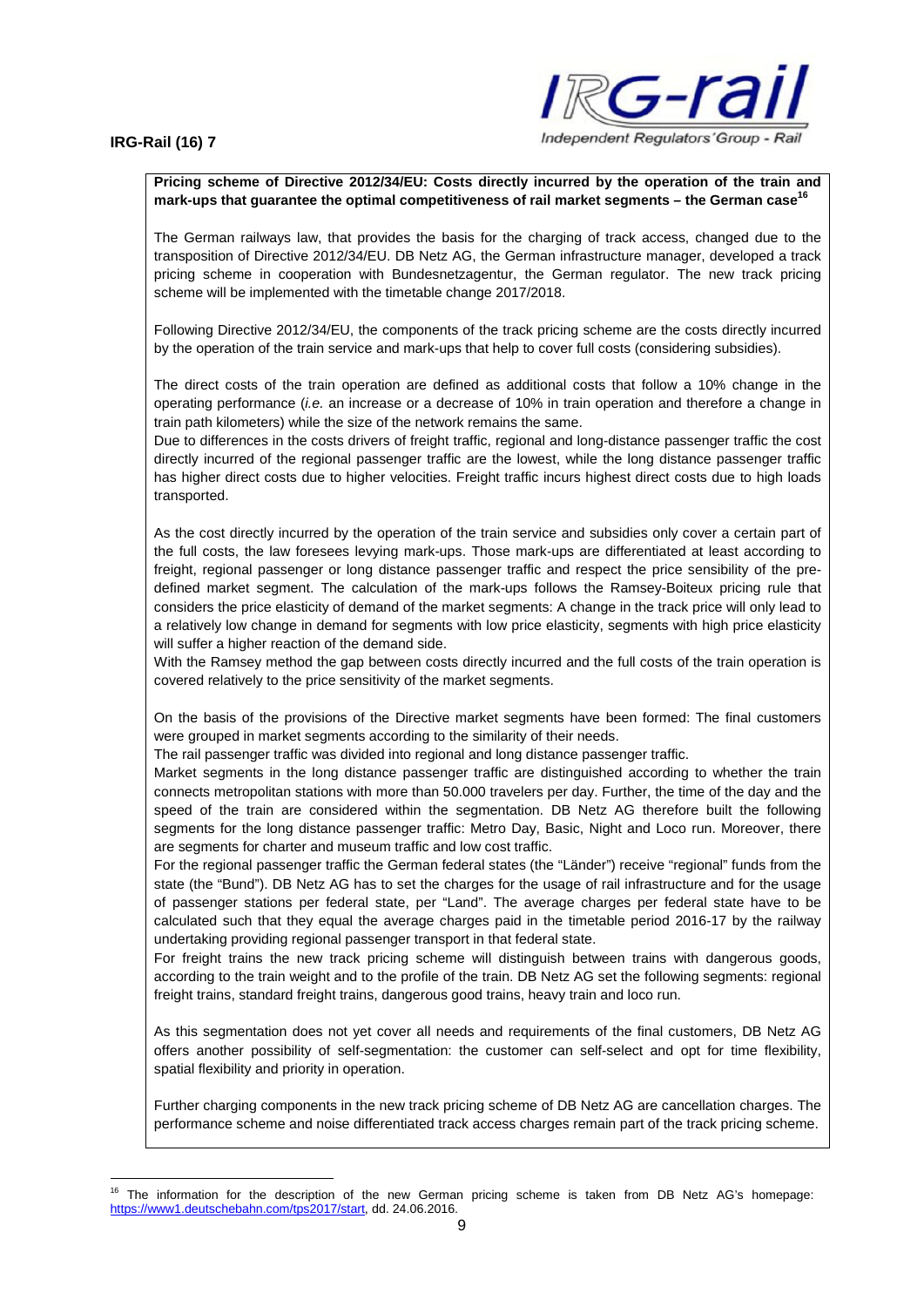**Pricing scheme of Directive 2012/34/EU: Costs directly incurred by the operation of the train and mark-ups that guarantee the optimal competitiveness of rail market segments – the German case**[16]

The German railways law, that provides the basis for the charging of track access, changed due to the transposition of Directive 2012/34/EU. DB Netz AG, the German infrastructure manager, developed a track pricing scheme in cooperation with Bundesnetzagentur, the German regulator. The new track pricing scheme will be implemented with the timetable change 2017/2018.

Following Directive 2012/34/EU, the components of the track pricing scheme are the costs directly incurred by the operation of the train service and mark-ups that help to cover full costs (considering subsidies).

The direct costs of the train operation are defined as additional costs that follow a 10% change in the operating performance (*i.e.* an increase or a decrease of 10% in train operation and therefore a change in train path kilometers) while the size of the network remains the same.

Due to differences in the costs drivers of freight traffic, regional and long-distance passenger traffic the cost directly incurred of the regional passenger traffic are the lowest, while the long distance passenger traffic has higher direct costs due to higher velocities. Freight traffic incurs highest direct costs due to high loads transported.

As the cost directly incurred by the operation of the train service and subsidies only cover a certain part of the full costs, the law foresees levying mark-ups. Those mark-ups are differentiated at least according to freight, regional passenger or long distance passenger traffic and respect the price sensibility of the pre-defined market segment. The calculation of the mark-ups follows the Ramsey-Boiteux pricing rule that considers the price elasticity of demand of the market segments: A change in the track price will only lead to a relatively low change in demand for segments with low price elasticity, segments with high price elasticity will suffer a higher reaction of the demand side.

With the Ramsey method the gap between costs directly incurred and the full costs of the train operation is covered relatively to the price sensitivity of the market segments.

On the basis of the provisions of the Directive market segments have been formed: The final customers were grouped in market segments according to the similarity of their needs.

The rail passenger traffic was divided into regional and long distance passenger traffic.

Market segments in the long distance passenger traffic are distinguished according to whether the train connects metropolitan stations with more than 50.000 travelers per day. Further, the time of the day and the speed of the train are considered within the segmentation. DB Netz AG therefore built the following segments for the long distance passenger traffic: Metro Day, Basic, Night and Loco run. Moreover, there are segments for charter and museum traffic and low cost traffic.

For the regional passenger traffic the German federal states (the "Länder") receive "regional" funds from the state (the "Bund"). DB Netz AG has to set the charges for the usage of rail infrastructure and for the usage of passenger stations per federal state, per "Land". The average charges per federal state have to be calculated such that they equal the average charges paid in the timetable period 2016-17 by the railway undertaking providing regional passenger transport in that federal state.

For freight trains the new track pricing scheme will distinguish between trains with dangerous goods, according to the train weight and to the profile of the train. DB Netz AG set the following segments: regional freight trains, standard freight trains, dangerous good trains, heavy train and loco run.

As this segmentation does not yet cover all needs and requirements of the final customers, DB Netz AG offers another possibility of self-segmentation: the customer can self-select and opt for time flexibility, spatial flexibility and priority in operation.

Further charging components in the new track pricing scheme of DB Netz AG are cancellation charges. The performance scheme and noise differentiated track access charges remain part of the track pricing scheme.

---

[16] The information for the description of the new German pricing scheme is taken from DB Netz AG's homepage: https://www1.deutschebahn.com/tps2017/start, dd. 24.06.2016.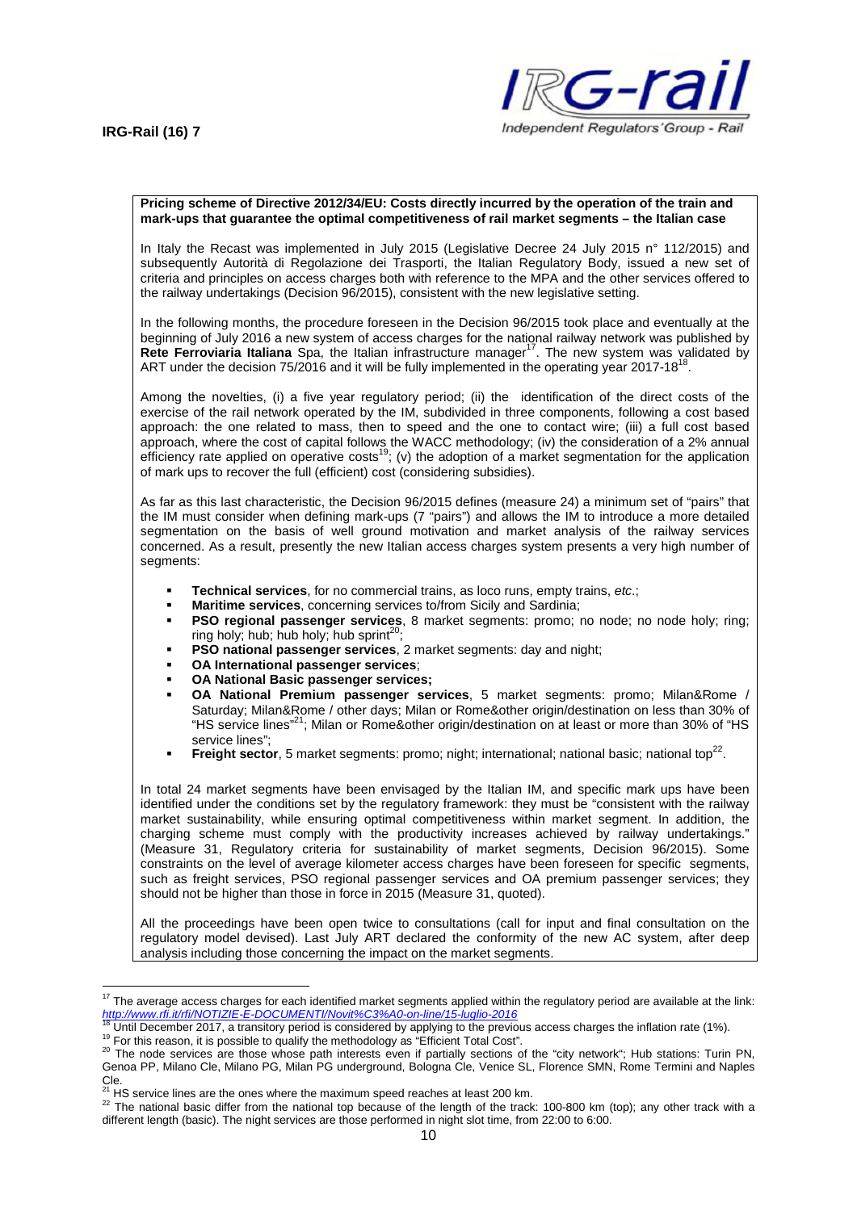**Pricing scheme of Directive 2012/34/EU: Costs directly incurred by the operation of the train and mark-ups that guarantee the optimal competitiveness of rail market segments – the Italian case**

In Italy the Recast was implemented in July 2015 (Legislative Decree 24 July 2015 n° 112/2015) and subsequently Autorità di Regolazione dei Trasporti, the Italian Regulatory Body, issued a new set of criteria and principles on access charges both with reference to the MPA and the other services offered to the railway undertakings (Decision 96/2015), consistent with the new legislative setting.

In the following months, the procedure foreseen in the Decision 96/2015 took place and eventually at the beginning of July 2016 a new system of access charges for the national railway network was published by **Rete Ferroviaria Italiana** Spa, the Italian infrastructure manager[17]. The new system was validated by ART under the decision 75/2016 and it will be fully implemented in the operating year 2017-18[18].

Among the novelties, (i) a five year regulatory period; (ii) the identification of the direct costs of the exercise of the rail network operated by the IM, subdivided in three components, following a cost based approach: the one related to mass, then to speed and the one to contact wire; (iii) a full cost based approach, where the cost of capital follows the WACC methodology; (iv) the consideration of a 2% annual efficiency rate applied on operative costs[19]; (v) the adoption of a market segmentation for the application of mark ups to recover the full (efficient) cost (considering subsidies).

As far as this last characteristic, the Decision 96/2015 defines (measure 24) a minimum set of "pairs" that the IM must consider when defining mark-ups (7 "pairs") and allows the IM to introduce a more detailed segmentation on the basis of well ground motivation and market analysis of the railway services concerned. As a result, presently the new Italian access charges system presents a very high number of segments:

- **Technical services**, for no commercial trains, as loco runs, empty trains, *etc*.;
- **Maritime services**, concerning services to/from Sicily and Sardinia;
- **PSO regional passenger services**, 8 market segments: promo; no node; no node holy; ring; ring holy; hub; hub holy; hub sprint[20];
- **PSO national passenger services**, 2 market segments: day and night;
- **OA International passenger services**;
- **OA National Basic passenger services;**
- **OA National Premium passenger services**, 5 market segments: promo; Milan&Rome / Saturday; Milan&Rome / other days; Milan or Rome&other origin/destination on less than 30% of "HS service lines"[21]; Milan or Rome&other origin/destination on at least or more than 30% of "HS service lines";
- **Freight sector**, 5 market segments: promo; night; international; national basic; national top[22].

In total 24 market segments have been envisaged by the Italian IM, and specific mark ups have been identified under the conditions set by the regulatory framework: they must be "consistent with the railway market sustainability, while ensuring optimal competitiveness within market segment. In addition, the charging scheme must comply with the productivity increases achieved by railway undertakings." (Measure 31, Regulatory criteria for sustainability of market segments, Decision 96/2015). Some constraints on the level of average kilometer access charges have been foreseen for specific segments, such as freight services, PSO regional passenger services and OA premium passenger services; they should not be higher than those in force in 2015 (Measure 31, quoted).

All the proceedings have been open twice to consultations (call for input and final consultation on the regulatory model devised). Last July ART declared the conformity of the new AC system, after deep analysis including those concerning the impact on the market segments.

---

[17] The average access charges for each identified market segments applied within the regulatory period are available at the link: http://www.rfi.it/rfi/NOTIZIE-E-DOCUMENTI/Novit%C3%A0-on-line/15-luglio-2016

[18] Until December 2017, a transitory period is considered by applying to the previous access charges the inflation rate (1%).

[19] For this reason, it is possible to qualify the methodology as "Efficient Total Cost".

[20] The node services are those whose path interests even if partially sections of the "city network"; Hub stations: Turin PN, Genoa PP, Milano Cle, Milano PG, Milan PG underground, Bologna Cle, Venice SL, Florence SMN, Rome Termini and Naples Cle.

[21] HS service lines are the ones where the maximum speed reaches at least 200 km.

[22] The national basic differ from the national top because of the length of the track: 100-800 km (top); any other track with a different length (basic). The night services are those performed in night slot time, from 22:00 to 6:00.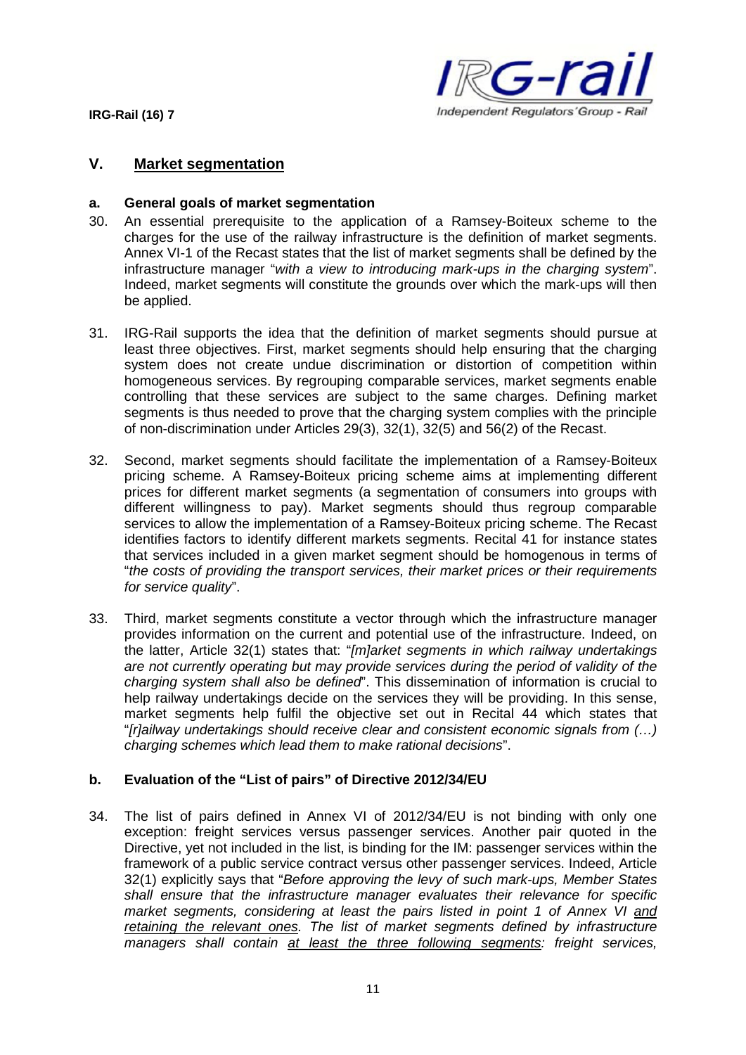## V. Market segmentation

### a. General goals of market segmentation

30. An essential prerequisite to the application of a Ramsey-Boiteux scheme to the charges for the use of the railway infrastructure is the definition of market segments. Annex VI-1 of the Recast states that the list of market segments shall be defined by the infrastructure manager "*with a view to introducing mark-ups in the charging system*". Indeed, market segments will constitute the grounds over which the mark-ups will then be applied.

31. IRG-Rail supports the idea that the definition of market segments should pursue at least three objectives. First, market segments should help ensuring that the charging system does not create undue discrimination or distortion of competition within homogeneous services. By regrouping comparable services, market segments enable controlling that these services are subject to the same charges. Defining market segments is thus needed to prove that the charging system complies with the principle of non-discrimination under Articles 29(3), 32(1), 32(5) and 56(2) of the Recast.

32. Second, market segments should facilitate the implementation of a Ramsey-Boiteux pricing scheme. A Ramsey-Boiteux pricing scheme aims at implementing different prices for different market segments (a segmentation of consumers into groups with different willingness to pay). Market segments should thus regroup comparable services to allow the implementation of a Ramsey-Boiteux pricing scheme. The Recast identifies factors to identify different markets segments. Recital 41 for instance states that services included in a given market segment should be homogenous in terms of "*the costs of providing the transport services, their market prices or their requirements for service quality*".

33. Third, market segments constitute a vector through which the infrastructure manager provides information on the current and potential use of the infrastructure. Indeed, on the latter, Article 32(1) states that: "*[m]arket segments in which railway undertakings are not currently operating but may provide services during the period of validity of the charging system shall also be defined*". This dissemination of information is crucial to help railway undertakings decide on the services they will be providing. In this sense, market segments help fulfil the objective set out in Recital 44 which states that "*[r]ailway undertakings should receive clear and consistent economic signals from (…) charging schemes which lead them to make rational decisions*".

### b. Evaluation of the "List of pairs" of Directive 2012/34/EU

34. The list of pairs defined in Annex VI of 2012/34/EU is not binding with only one exception: freight services versus passenger services. Another pair quoted in the Directive, yet not included in the list, is binding for the IM: passenger services within the framework of a public service contract versus other passenger services. Indeed, Article 32(1) explicitly says that "*Before approving the levy of such mark-ups, Member States shall ensure that the infrastructure manager evaluates their relevance for specific market segments, considering at least the pairs listed in point 1 of Annex VI <u>and retaining the relevant ones</u>. The list of market segments defined by infrastructure managers shall contain <u>at least the three following segments</u>: freight services,*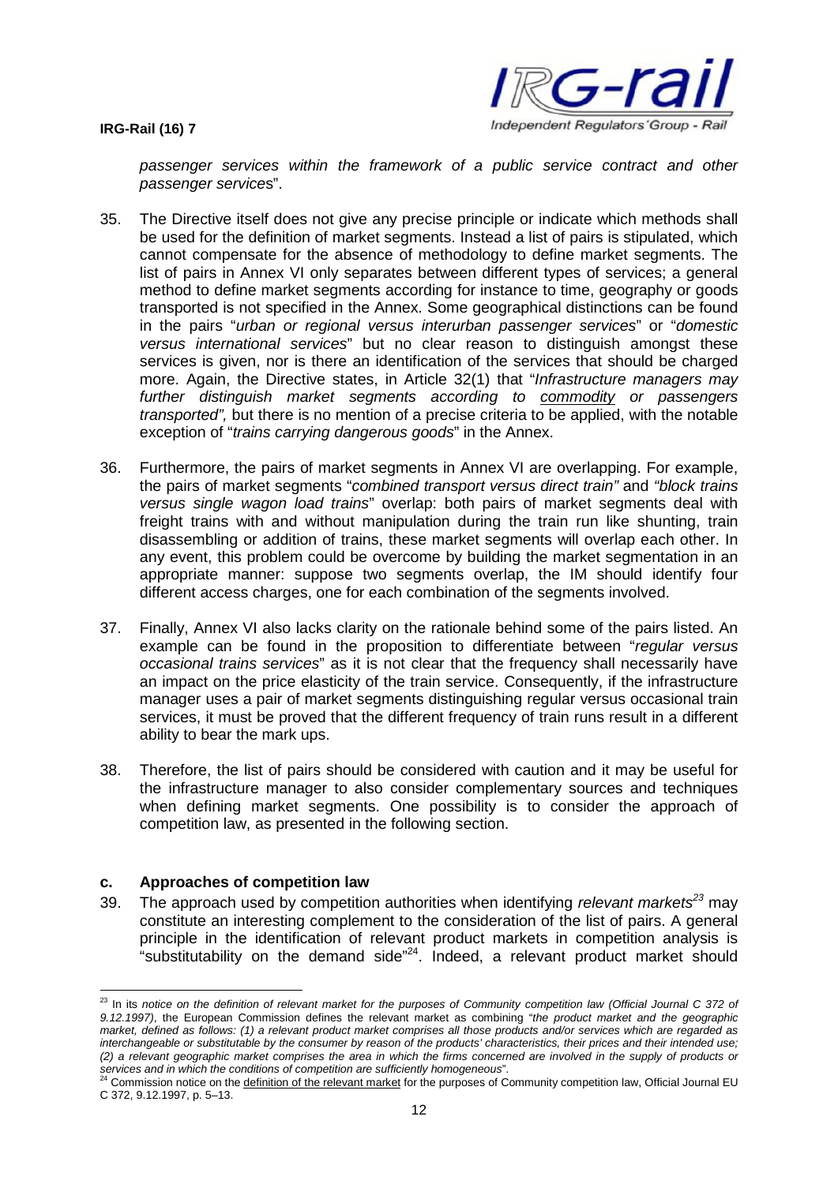*passenger services within the framework of a public service contract and other passenger services*".

35. The Directive itself does not give any precise principle or indicate which methods shall be used for the definition of market segments. Instead a list of pairs is stipulated, which cannot compensate for the absence of methodology to define market segments. The list of pairs in Annex VI only separates between different types of services; a general method to define market segments according for instance to time, geography or goods transported is not specified in the Annex. Some geographical distinctions can be found in the pairs "*urban or regional versus interurban passenger services*" or "*domestic versus international services*" but no clear reason to distinguish amongst these services is given, nor is there an identification of the services that should be charged more. Again, the Directive states, in Article 32(1) that "*Infrastructure managers may further distinguish market segments according to* *<u>commodity</u>* *or passengers transported",* but there is no mention of a precise criteria to be applied, with the notable exception of "*trains carrying dangerous goods*" in the Annex.

36. Furthermore, the pairs of market segments in Annex VI are overlapping. For example, the pairs of market segments "*combined transport versus direct train"* and *"block trains versus single wagon load trains*" overlap: both pairs of market segments deal with freight trains with and without manipulation during the train run like shunting, train disassembling or addition of trains, these market segments will overlap each other. In any event, this problem could be overcome by building the market segmentation in an appropriate manner: suppose two segments overlap, the IM should identify four different access charges, one for each combination of the segments involved.

37. Finally, Annex VI also lacks clarity on the rationale behind some of the pairs listed. An example can be found in the proposition to differentiate between "*regular versus occasional trains services*" as it is not clear that the frequency shall necessarily have an impact on the price elasticity of the train service. Consequently, if the infrastructure manager uses a pair of market segments distinguishing regular versus occasional train services, it must be proved that the different frequency of train runs result in a different ability to bear the mark ups.

38. Therefore, the list of pairs should be considered with caution and it may be useful for the infrastructure manager to also consider complementary sources and techniques when defining market segments. One possibility is to consider the approach of competition law, as presented in the following section.

### c. Approaches of competition law

39. The approach used by competition authorities when identifying *relevant markets*[23] may constitute an interesting complement to the consideration of the list of pairs. A general principle in the identification of relevant product markets in competition analysis is "substitutability on the demand side"[24]. Indeed, a relevant product market should

---

[23] In its *notice on the definition of relevant market for the purposes of Community competition law (Official Journal C 372 of 9.12.1997)*, the European Commission defines the relevant market as combining "*the product market and the geographic market, defined as follows: (1) a relevant product market comprises all those products and/or services which are regarded as interchangeable or substitutable by the consumer by reason of the products' characteristics, their prices and their intended use; (2) a relevant geographic market comprises the area in which the firms concerned are involved in the supply of products or services and in which the conditions of competition are sufficiently homogeneous*".

[24] Commission notice on the <u>definition of the relevant market</u> for the purposes of Community competition law, Official Journal EU C 372, 9.12.1997, p. 5–13.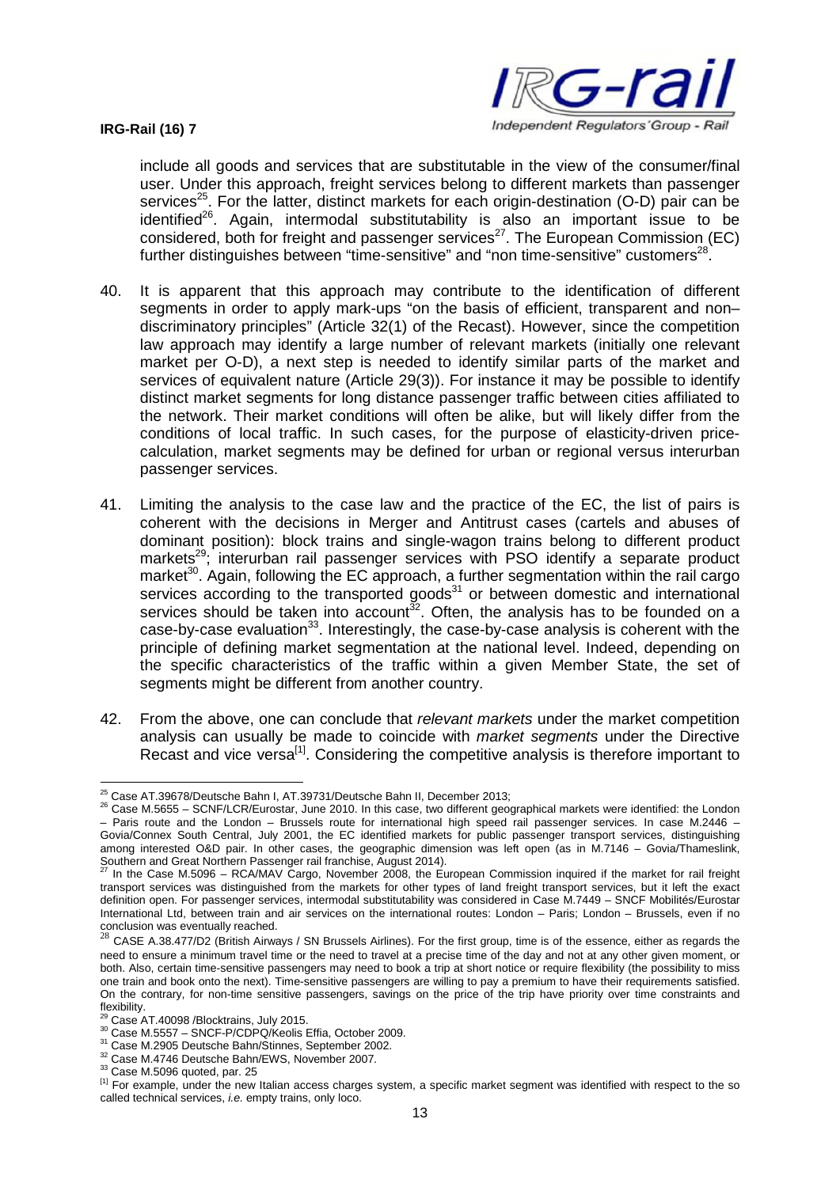include all goods and services that are substitutable in the view of the consumer/final user. Under this approach, freight services belong to different markets than passenger services[25]. For the latter, distinct markets for each origin-destination (O-D) pair can be identified[26]. Again, intermodal substitutability is also an important issue to be considered, both for freight and passenger services[27]. The European Commission (EC) further distinguishes between "time-sensitive" and "non time-sensitive" customers[28].

40. It is apparent that this approach may contribute to the identification of different segments in order to apply mark-ups "on the basis of efficient, transparent and non–discriminatory principles" (Article 32(1) of the Recast). However, since the competition law approach may identify a large number of relevant markets (initially one relevant market per O-D), a next step is needed to identify similar parts of the market and services of equivalent nature (Article 29(3)). For instance it may be possible to identify distinct market segments for long distance passenger traffic between cities affiliated to the network. Their market conditions will often be alike, but will likely differ from the conditions of local traffic. In such cases, for the purpose of elasticity-driven price-calculation, market segments may be defined for urban or regional versus interurban passenger services.

41. Limiting the analysis to the case law and the practice of the EC, the list of pairs is coherent with the decisions in Merger and Antitrust cases (cartels and abuses of dominant position): block trains and single-wagon trains belong to different product markets[29]; interurban rail passenger services with PSO identify a separate product market[30]. Again, following the EC approach, a further segmentation within the rail cargo services according to the transported goods[31] or between domestic and international services should be taken into account[32]. Often, the analysis has to be founded on a case-by-case evaluation[33]. Interestingly, the case-by-case analysis is coherent with the principle of defining market segmentation at the national level. Indeed, depending on the specific characteristics of the traffic within a given Member State, the set of segments might be different from another country.

42. From the above, one can conclude that *relevant markets* under the market competition analysis can usually be made to coincide with *market segments* under the Directive Recast and vice versa[1]. Considering the competitive analysis is therefore important to

---

[25] Case AT.39678/Deutsche Bahn I, AT.39731/Deutsche Bahn II, December 2013;

[26] Case M.5655 – SCNF/LCR/Eurostar, June 2010. In this case, two different geographical markets were identified: the London – Paris route and the London – Brussels route for international high speed rail passenger services. In case M.2446 – Govia/Connex South Central, July 2001, the EC identified markets for public passenger transport services, distinguishing among interested O&D pair. In other cases, the geographic dimension was left open (as in M.7146 – Govia/Thameslink, Southern and Great Northern Passenger rail franchise, August 2014).

[27] In the Case M.5096 – RCA/MAV Cargo, November 2008, the European Commission inquired if the market for rail freight transport services was distinguished from the markets for other types of land freight transport services, but it left the exact definition open. For passenger services, intermodal substitutability was considered in Case M.7449 – SNCF Mobilités/Eurostar International Ltd, between train and air services on the international routes: London – Paris; London – Brussels, even if no conclusion was eventually reached.

[28] CASE A.38.477/D2 (British Airways / SN Brussels Airlines). For the first group, time is of the essence, either as regards the need to ensure a minimum travel time or the need to travel at a precise time of the day and not at any other given moment, or both. Also, certain time-sensitive passengers may need to book a trip at short notice or require flexibility (the possibility to miss one train and book onto the next). Time-sensitive passengers are willing to pay a premium to have their requirements satisfied. On the contrary, for non-time sensitive passengers, savings on the price of the trip have priority over time constraints and flexibility.

[29] Case AT.40098 /Blocktrains, July 2015.

[30] Case M.5557 – SNCF-P/CDPQ/Keolis Effia, October 2009.

[31] Case M.2905 Deutsche Bahn/Stinnes, September 2002.

[32] Case M.4746 Deutsche Bahn/EWS, November 2007.

[33] Case M.5096 quoted, par. 25

[1] For example, under the new Italian access charges system, a specific market segment was identified with respect to the so called technical services, *i.e.* empty trains, only loco.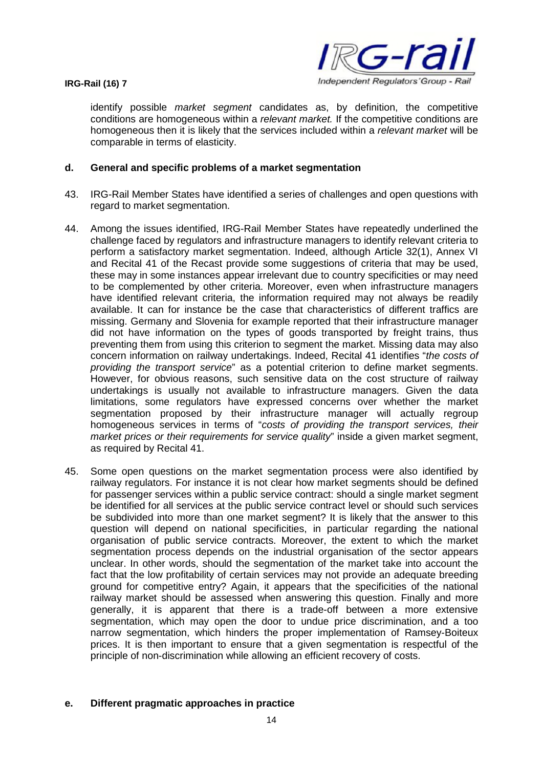identify possible *market segment* candidates as, by definition, the competitive conditions are homogeneous within a *relevant market.* If the competitive conditions are homogeneous then it is likely that the services included within a *relevant market* will be comparable in terms of elasticity.

### d. General and specific problems of a market segmentation

43. IRG-Rail Member States have identified a series of challenges and open questions with regard to market segmentation.

44. Among the issues identified, IRG-Rail Member States have repeatedly underlined the challenge faced by regulators and infrastructure managers to identify relevant criteria to perform a satisfactory market segmentation. Indeed, although Article 32(1), Annex VI and Recital 41 of the Recast provide some suggestions of criteria that may be used, these may in some instances appear irrelevant due to country specificities or may need to be complemented by other criteria. Moreover, even when infrastructure managers have identified relevant criteria, the information required may not always be readily available. It can for instance be the case that characteristics of different traffics are missing. Germany and Slovenia for example reported that their infrastructure manager did not have information on the types of goods transported by freight trains, thus preventing them from using this criterion to segment the market. Missing data may also concern information on railway undertakings. Indeed, Recital 41 identifies "*the costs of providing the transport service*" as a potential criterion to define market segments. However, for obvious reasons, such sensitive data on the cost structure of railway undertakings is usually not available to infrastructure managers. Given the data limitations, some regulators have expressed concerns over whether the market segmentation proposed by their infrastructure manager will actually regroup homogeneous services in terms of "*costs of providing the transport services, their market prices or their requirements for service quality*" inside a given market segment, as required by Recital 41.

45. Some open questions on the market segmentation process were also identified by railway regulators. For instance it is not clear how market segments should be defined for passenger services within a public service contract: should a single market segment be identified for all services at the public service contract level or should such services be subdivided into more than one market segment? It is likely that the answer to this question will depend on national specificities, in particular regarding the national organisation of public service contracts. Moreover, the extent to which the market segmentation process depends on the industrial organisation of the sector appears unclear. In other words, should the segmentation of the market take into account the fact that the low profitability of certain services may not provide an adequate breeding ground for competitive entry? Again, it appears that the specificities of the national railway market should be assessed when answering this question. Finally and more generally, it is apparent that there is a trade-off between a more extensive segmentation, which may open the door to undue price discrimination, and a too narrow segmentation, which hinders the proper implementation of Ramsey-Boiteux prices. It is then important to ensure that a given segmentation is respectful of the principle of non-discrimination while allowing an efficient recovery of costs.

### e. Different pragmatic approaches in practice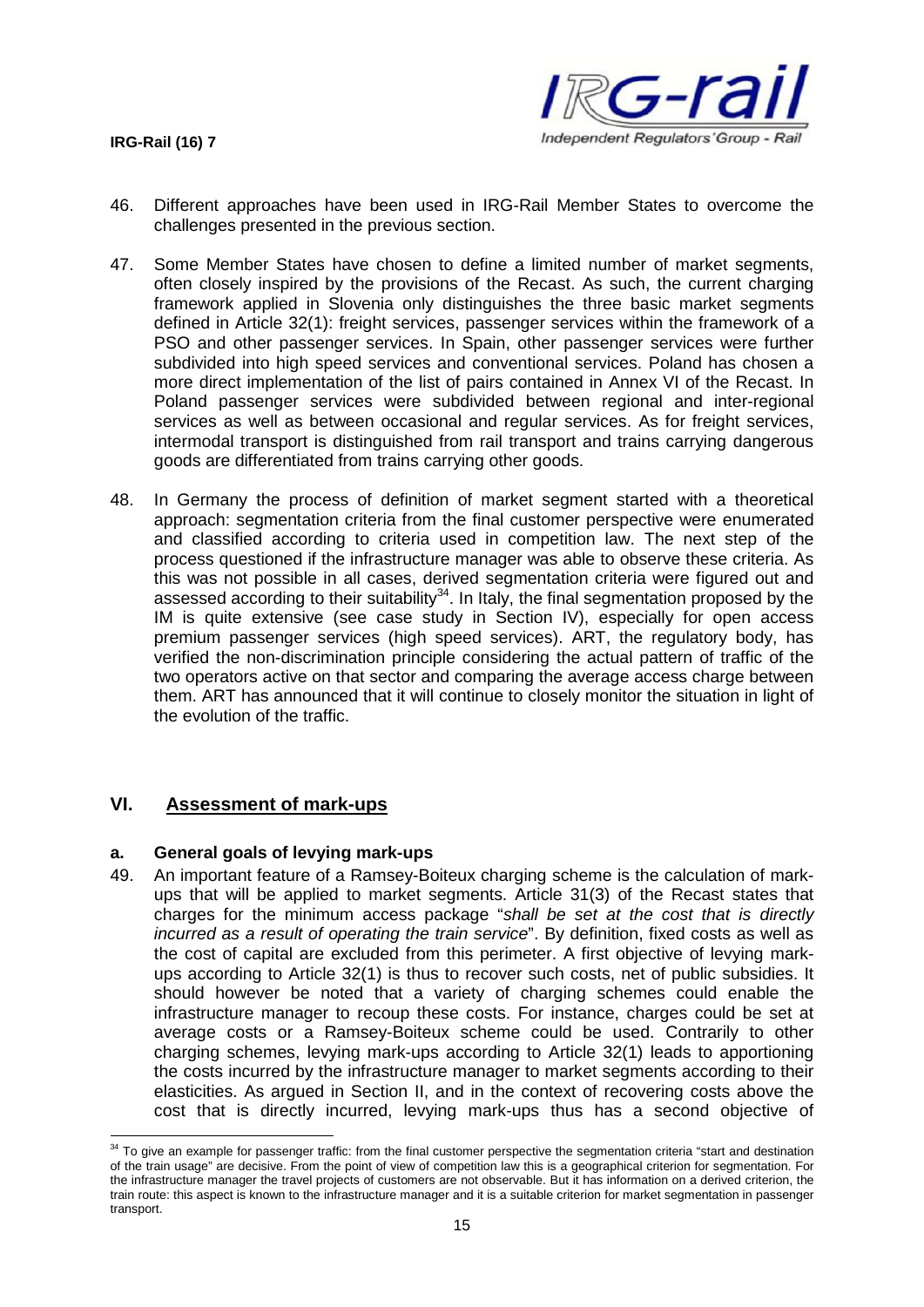46. Different approaches have been used in IRG-Rail Member States to overcome the challenges presented in the previous section.

47. Some Member States have chosen to define a limited number of market segments, often closely inspired by the provisions of the Recast. As such, the current charging framework applied in Slovenia only distinguishes the three basic market segments defined in Article 32(1): freight services, passenger services within the framework of a PSO and other passenger services. In Spain, other passenger services were further subdivided into high speed services and conventional services. Poland has chosen a more direct implementation of the list of pairs contained in Annex VI of the Recast. In Poland passenger services were subdivided between regional and inter-regional services as well as between occasional and regular services. As for freight services, intermodal transport is distinguished from rail transport and trains carrying dangerous goods are differentiated from trains carrying other goods.

48. In Germany the process of definition of market segment started with a theoretical approach: segmentation criteria from the final customer perspective were enumerated and classified according to criteria used in competition law. The next step of the process questioned if the infrastructure manager was able to observe these criteria. As this was not possible in all cases, derived segmentation criteria were figured out and assessed according to their suitability[34]. In Italy, the final segmentation proposed by the IM is quite extensive (see case study in Section IV), especially for open access premium passenger services (high speed services). ART, the regulatory body, has verified the non-discrimination principle considering the actual pattern of traffic of the two operators active on that sector and comparing the average access charge between them. ART has announced that it will continue to closely monitor the situation in light of the evolution of the traffic.

## VI. Assessment of mark-ups

### a. General goals of levying mark-ups

49. An important feature of a Ramsey-Boiteux charging scheme is the calculation of mark-ups that will be applied to market segments. Article 31(3) of the Recast states that charges for the minimum access package "*shall be set at the cost that is directly incurred as a result of operating the train service*". By definition, fixed costs as well as the cost of capital are excluded from this perimeter. A first objective of levying mark-ups according to Article 32(1) is thus to recover such costs, net of public subsidies. It should however be noted that a variety of charging schemes could enable the infrastructure manager to recoup these costs. For instance, charges could be set at average costs or a Ramsey-Boiteux scheme could be used. Contrarily to other charging schemes, levying mark-ups according to Article 32(1) leads to apportioning the costs incurred by the infrastructure manager to market segments according to their elasticities. As argued in Section II, and in the context of recovering costs above the cost that is directly incurred, levying mark-ups thus has a second objective of

[34] To give an example for passenger traffic: from the final customer perspective the segmentation criteria "start and destination of the train usage" are decisive. From the point of view of competition law this is a geographical criterion for segmentation. For the infrastructure manager the travel projects of customers are not observable. But it has information on a derived criterion, the train route: this aspect is known to the infrastructure manager and it is a suitable criterion for market segmentation in passenger transport.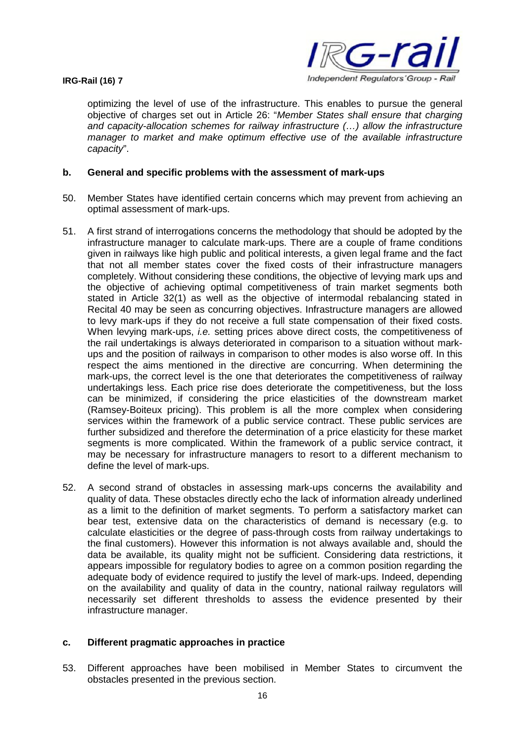optimizing the level of use of the infrastructure. This enables to pursue the general objective of charges set out in Article 26: "*Member States shall ensure that charging and capacity-allocation schemes for railway infrastructure (…) allow the infrastructure manager to market and make optimum effective use of the available infrastructure capacity*".

### b. General and specific problems with the assessment of mark-ups

50. Member States have identified certain concerns which may prevent from achieving an optimal assessment of mark-ups.

51. A first strand of interrogations concerns the methodology that should be adopted by the infrastructure manager to calculate mark-ups. There are a couple of frame conditions given in railways like high public and political interests, a given legal frame and the fact that not all member states cover the fixed costs of their infrastructure managers completely. Without considering these conditions, the objective of levying mark ups and the objective of achieving optimal competitiveness of train market segments both stated in Article 32(1) as well as the objective of intermodal rebalancing stated in Recital 40 may be seen as concurring objectives. Infrastructure managers are allowed to levy mark-ups if they do not receive a full state compensation of their fixed costs. When levying mark-ups, *i.e.* setting prices above direct costs, the competitiveness of the rail undertakings is always deteriorated in comparison to a situation without mark-ups and the position of railways in comparison to other modes is also worse off. In this respect the aims mentioned in the directive are concurring. When determining the mark-ups, the correct level is the one that deteriorates the competitiveness of railway undertakings less. Each price rise does deteriorate the competitiveness, but the loss can be minimized, if considering the price elasticities of the downstream market (Ramsey-Boiteux pricing). This problem is all the more complex when considering services within the framework of a public service contract. These public services are further subsidized and therefore the determination of a price elasticity for these market segments is more complicated. Within the framework of a public service contract, it may be necessary for infrastructure managers to resort to a different mechanism to define the level of mark-ups.

52. A second strand of obstacles in assessing mark-ups concerns the availability and quality of data. These obstacles directly echo the lack of information already underlined as a limit to the definition of market segments. To perform a satisfactory market can bear test, extensive data on the characteristics of demand is necessary (e.g. to calculate elasticities or the degree of pass-through costs from railway undertakings to the final customers). However this information is not always available and, should the data be available, its quality might not be sufficient. Considering data restrictions, it appears impossible for regulatory bodies to agree on a common position regarding the adequate body of evidence required to justify the level of mark-ups. Indeed, depending on the availability and quality of data in the country, national railway regulators will necessarily set different thresholds to assess the evidence presented by their infrastructure manager.

### c. Different pragmatic approaches in practice

53. Different approaches have been mobilised in Member States to circumvent the obstacles presented in the previous section.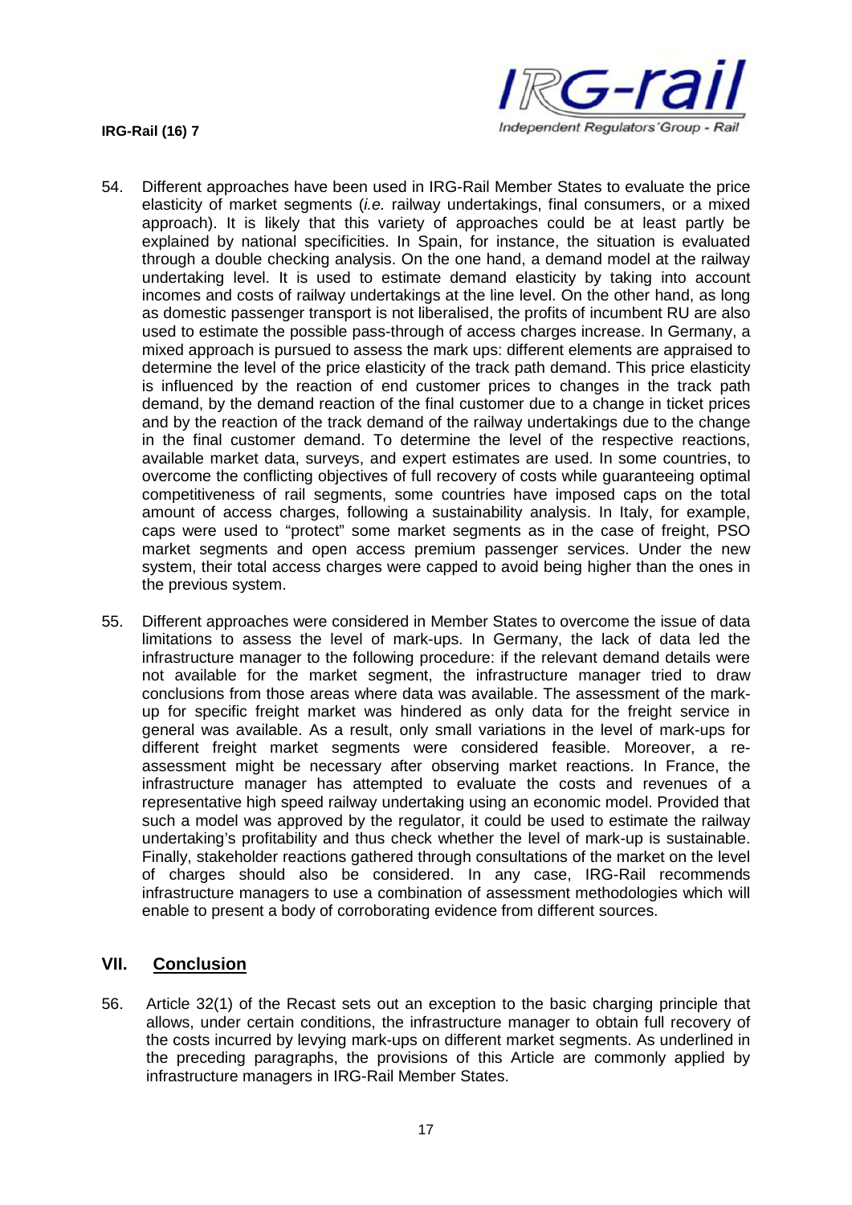54. Different approaches have been used in IRG-Rail Member States to evaluate the price elasticity of market segments (*i.e.* railway undertakings, final consumers, or a mixed approach). It is likely that this variety of approaches could be at least partly be explained by national specificities. In Spain, for instance, the situation is evaluated through a double checking analysis. On the one hand, a demand model at the railway undertaking level. It is used to estimate demand elasticity by taking into account incomes and costs of railway undertakings at the line level. On the other hand, as long as domestic passenger transport is not liberalised, the profits of incumbent RU are also used to estimate the possible pass-through of access charges increase. In Germany, a mixed approach is pursued to assess the mark ups: different elements are appraised to determine the level of the price elasticity of the track path demand. This price elasticity is influenced by the reaction of end customer prices to changes in the track path demand, by the demand reaction of the final customer due to a change in ticket prices and by the reaction of the track demand of the railway undertakings due to the change in the final customer demand. To determine the level of the respective reactions, available market data, surveys, and expert estimates are used. In some countries, to overcome the conflicting objectives of full recovery of costs while guaranteeing optimal competitiveness of rail segments, some countries have imposed caps on the total amount of access charges, following a sustainability analysis. In Italy, for example, caps were used to "protect" some market segments as in the case of freight, PSO market segments and open access premium passenger services. Under the new system, their total access charges were capped to avoid being higher than the ones in the previous system.

55. Different approaches were considered in Member States to overcome the issue of data limitations to assess the level of mark-ups. In Germany, the lack of data led the infrastructure manager to the following procedure: if the relevant demand details were not available for the market segment, the infrastructure manager tried to draw conclusions from those areas where data was available. The assessment of the mark-up for specific freight market was hindered as only data for the freight service in general was available. As a result, only small variations in the level of mark-ups for different freight market segments were considered feasible. Moreover, a re-assessment might be necessary after observing market reactions. In France, the infrastructure manager has attempted to evaluate the costs and revenues of a representative high speed railway undertaking using an economic model. Provided that such a model was approved by the regulator, it could be used to estimate the railway undertaking's profitability and thus check whether the level of mark-up is sustainable. Finally, stakeholder reactions gathered through consultations of the market on the level of charges should also be considered. In any case, IRG-Rail recommends infrastructure managers to use a combination of assessment methodologies which will enable to present a body of corroborating evidence from different sources.

## VII. Conclusion

56. Article 32(1) of the Recast sets out an exception to the basic charging principle that allows, under certain conditions, the infrastructure manager to obtain full recovery of the costs incurred by levying mark-ups on different market segments. As underlined in the preceding paragraphs, the provisions of this Article are commonly applied by infrastructure managers in IRG-Rail Member States.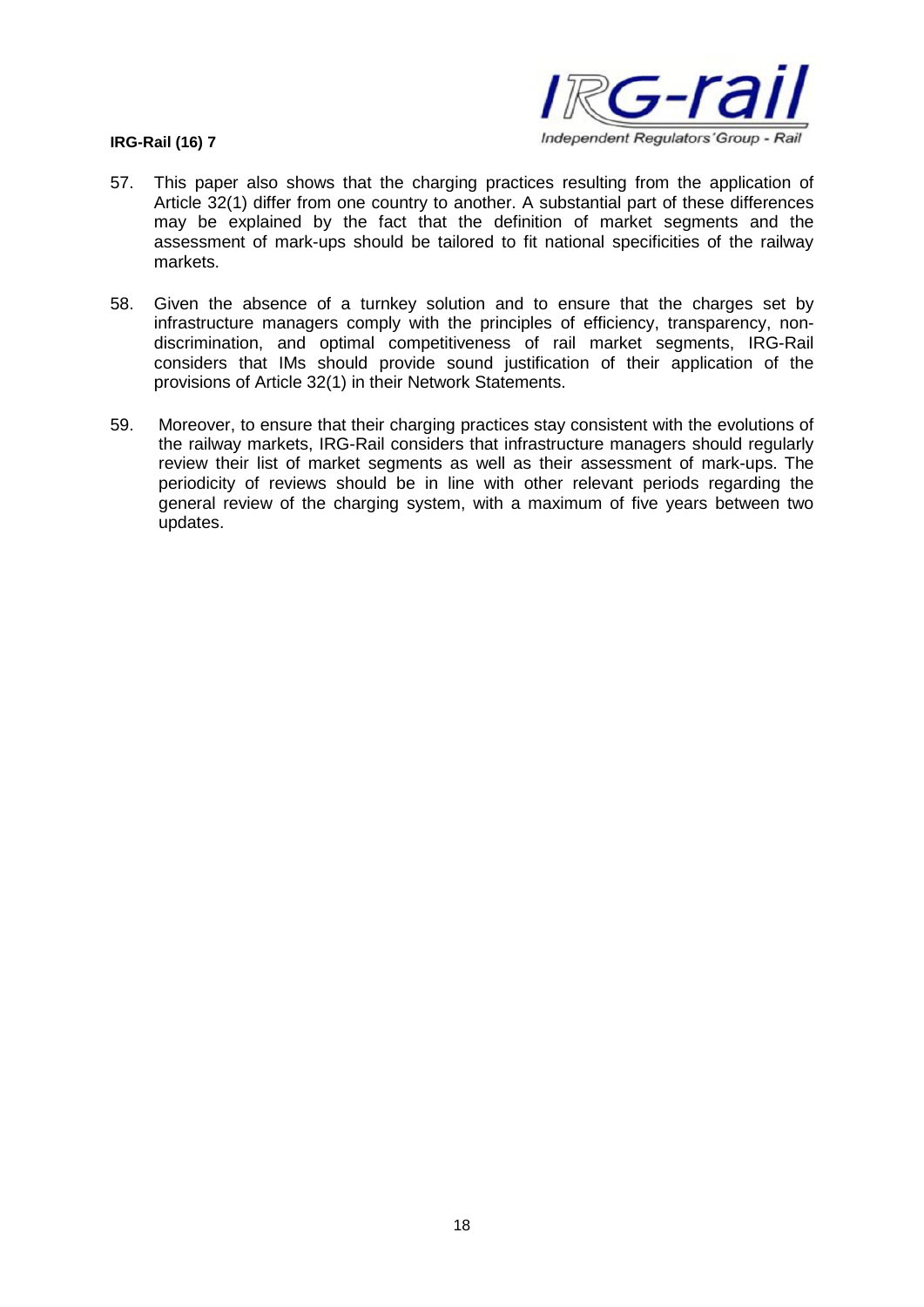57. This paper also shows that the charging practices resulting from the application of Article 32(1) differ from one country to another. A substantial part of these differences may be explained by the fact that the definition of market segments and the assessment of mark-ups should be tailored to fit national specificities of the railway markets.

58. Given the absence of a turnkey solution and to ensure that the charges set by infrastructure managers comply with the principles of efficiency, transparency, non-discrimination, and optimal competitiveness of rail market segments, IRG-Rail considers that IMs should provide sound justification of their application of the provisions of Article 32(1) in their Network Statements.

59. Moreover, to ensure that their charging practices stay consistent with the evolutions of the railway markets, IRG-Rail considers that infrastructure managers should regularly review their list of market segments as well as their assessment of mark-ups. The periodicity of reviews should be in line with other relevant periods regarding the general review of the charging system, with a maximum of five years between two updates.